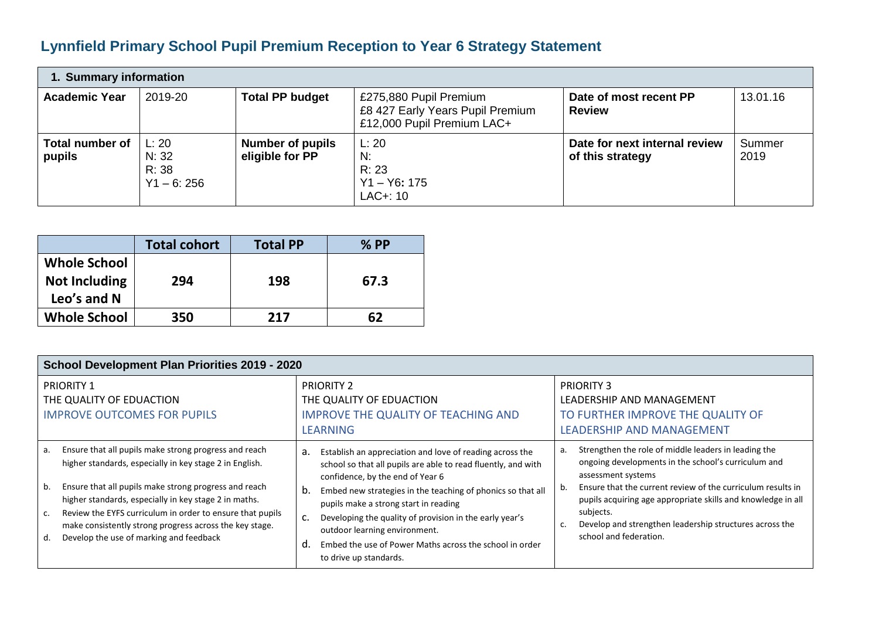# Lynnfield Primary School Pupil Premium Reception to Year 6 Strategy Statement

| 1. Summary information | | | | | |
|---|---|---|---|---|---|
| **Academic Year** | 2019-20 | **Total PP budget** | £275,880 Pupil Premium<br>£8 427 Early Years Pupil Premium<br>£12,000 Pupil Premium LAC+ | **Date of most recent PP Review** | 13.01.16 |
| **Total number of pupils** | L: 20<br>N: 32<br>R: 38<br>Y1 – 6: 256 | **Number of pupils eligible for PP** | L: 20<br>N:<br>R: 23<br>Y1 – Y6: 175<br>LAC+: 10 | **Date for next internal review of this strategy** | Summer 2019 |

| | **Total cohort** | **Total PP** | **% PP** |
|---|---|---|---|
| **Whole School Not Including Leo's and N** | **294** | **198** | **67.3** |
| **Whole School** | **350** | **217** | **62** |

| School Development Plan Priorities 2019 - 2020 | | |
|---|---|---|
| PRIORITY 1<br>THE QUALITY OF EDUACTION<br>IMPROVE OUTCOMES FOR PUPILS | PRIORITY 2<br>THE QUALITY OF EDUACTION<br>IMPROVE THE QUALITY OF TEACHING AND LEARNING | PRIORITY 3<br>LEADERSHIP AND MANAGEMENT<br>TO FURTHER IMPROVE THE QUALITY OF LEADERSHIP AND MANAGEMENT |
| a. Ensure that all pupils make strong progress and reach higher standards, especially in key stage 2 in English.<br>b. Ensure that all pupils make strong progress and reach higher standards, especially in key stage 2 in maths.<br>c. Review the EYFS curriculum in order to ensure that pupils make consistently strong progress across the key stage.<br>d. Develop the use of marking and feedback | a. Establish an appreciation and love of reading across the school so that all pupils are able to read fluently, and with confidence, by the end of Year 6<br>b. Embed new strategies in the teaching of phonics so that all pupils make a strong start in reading<br>c. Developing the quality of provision in the early year's outdoor learning environment.<br>d. Embed the use of Power Maths across the school in order to drive up standards. | a. Strengthen the role of middle leaders in leading the ongoing developments in the school's curriculum and assessment systems<br>b. Ensure that the current review of the curriculum results in pupils acquiring age appropriate skills and knowledge in all subjects.<br>c. Develop and strengthen leadership structures across the school and federation. |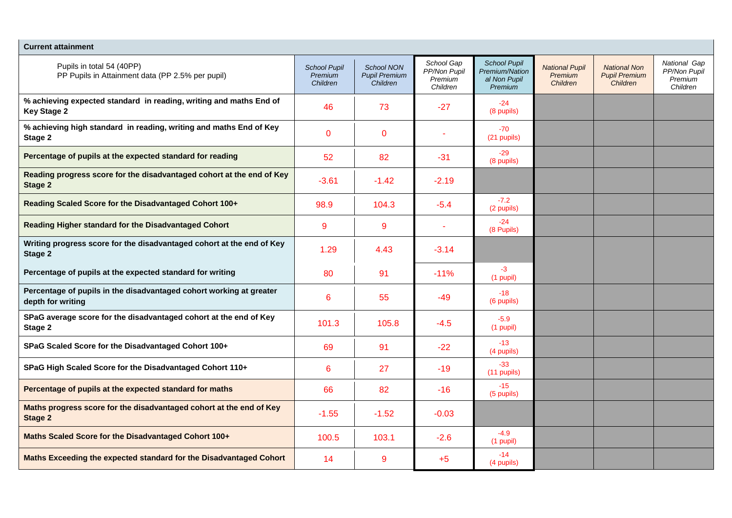| Current attainment | | | | | | | |
|---|---|---|---|---|---|---|---|
| Pupils in total 54 (40PP)<br>PP Pupils in Attainment data (PP 2.5% per pupil) | *School Pupil Premium Children* | *School NON Pupil Premium Children* | *School Gap PP/Non Pupil Premium Children* | *School Pupil Premium/National Non Pupil Premium* | *National Pupil Premium Children* | *National Non Pupil Premium Children* | *National Gap PP/Non Pupil Premium Children* |
| **% achieving expected standard in reading, writing and maths End of Key Stage 2** | 46 | 73 | -27 | -24<br>(8 pupils) | | | |
| **% achieving high standard in reading, writing and maths End of Key Stage 2** | 0 | 0 | - | -70<br>(21 pupils) | | | |
| **Percentage of pupils at the expected standard for reading** | 52 | 82 | -31 | -29<br>(8 pupils) | | | |
| **Reading progress score for the disadvantaged cohort at the end of Key Stage 2** | -3.61 | -1.42 | -2.19 | | | | |
| **Reading Scaled Score for the Disadvantaged Cohort 100+** | 98.9 | 104.3 | -5.4 | -7.2<br>(2 pupils) | | | |
| **Reading Higher standard for the Disadvantaged Cohort** | 9 | 9 | - | -24<br>(8 Pupils) | | | |
| **Writing progress score for the disadvantaged cohort at the end of Key Stage 2** | 1.29 | 4.43 | -3.14 | | | | |
| **Percentage of pupils at the expected standard for writing** | 80 | 91 | -11% | -3<br>(1 pupil) | | | |
| **Percentage of pupils in the disadvantaged cohort working at greater depth for writing** | 6 | 55 | -49 | -18<br>(6 pupils) | | | |
| **SPaG average score for the disadvantaged cohort at the end of Key Stage 2** | 101.3 | 105.8 | -4.5 | -5.9<br>(1 pupil) | | | |
| **SPaG Scaled Score for the Disadvantaged Cohort 100+** | 69 | 91 | -22 | -13<br>(4 pupils) | | | |
| **SPaG High Scaled Score for the Disadvantaged Cohort 110+** | 6 | 27 | -19 | -33<br>(11 pupils) | | | |
| **Percentage of pupils at the expected standard for maths** | 66 | 82 | -16 | -15<br>(5 pupils) | | | |
| **Maths progress score for the disadvantaged cohort at the end of Key Stage 2** | -1.55 | -1.52 | -0.03 | | | | |
| **Maths Scaled Score for the Disadvantaged Cohort 100+** | 100.5 | 103.1 | -2.6 | -4.9<br>(1 pupil) | | | |
| **Maths Exceeding the expected standard for the Disadvantaged Cohort** | 14 | 9 | +5 | -14<br>(4 pupils) | | | |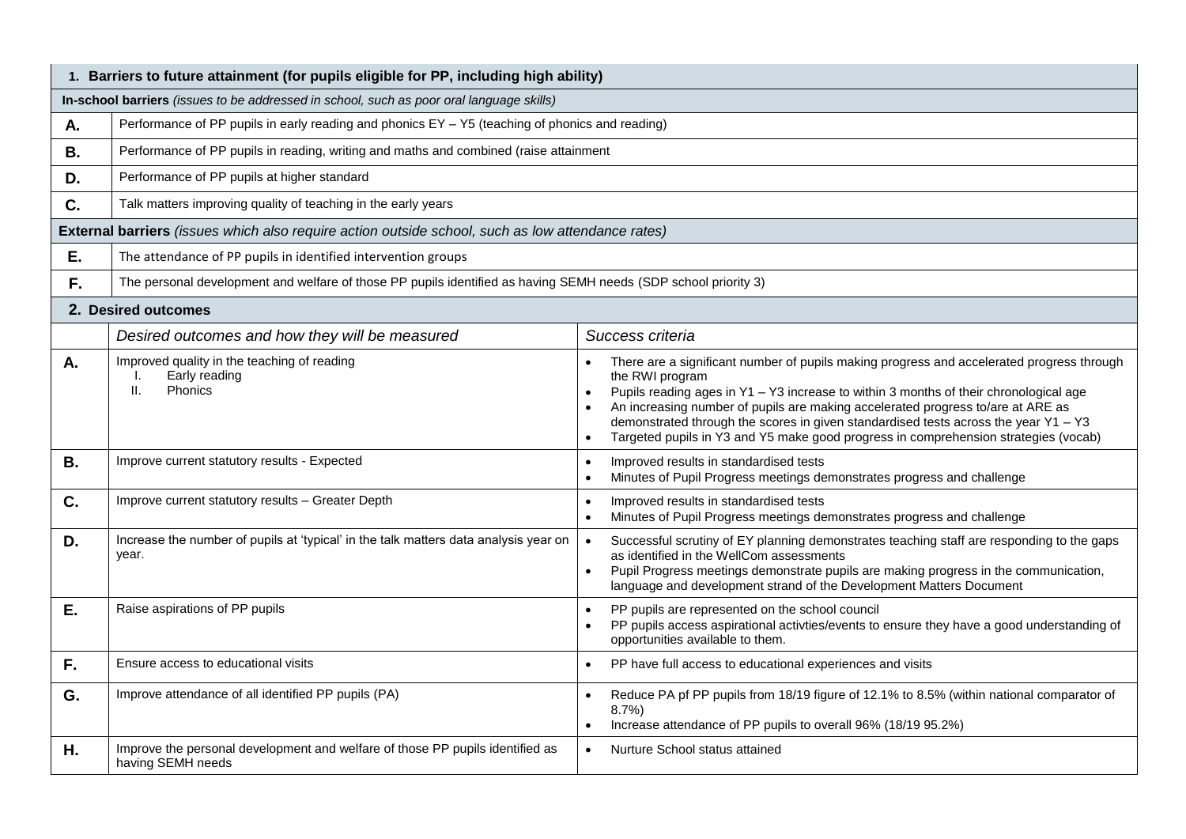| **1. Barriers to future attainment (for pupils eligible for PP, including high ability)** | | |
|---|---|---|
| **In-school barriers** *(issues to be addressed in school, such as poor oral language skills)* | | |
| **A.** | Performance of PP pupils in early reading and phonics EY – Y5 (teaching of phonics and reading) | |
| **B.** | Performance of PP pupils in reading, writing and maths and combined (raise attainment | |
| **D.** | Performance of PP pupils at higher standard | |
| **C.** | Talk matters improving quality of teaching in the early years | |
| **External barriers** *(issues which also require action outside school, such as low attendance rates)* | | |
| **E.** | The attendance of PP pupils in identified intervention groups | |
| **F.** | The personal development and welfare of those PP pupils identified as having SEMH needs (SDP school priority 3) | |
| **2. Desired outcomes** | | |
| | *Desired outcomes and how they will be measured* | *Success criteria* |
| **A.** | Improved quality in the teaching of reading<br>I. Early reading<br>II. Phonics | • There are a significant number of pupils making progress and accelerated progress through the RWI program<br>• Pupils reading ages in Y1 – Y3 increase to within 3 months of their chronological age<br>• An increasing number of pupils are making accelerated progress to/are at ARE as demonstrated through the scores in given standardised tests across the year Y1 – Y3<br>• Targeted pupils in Y3 and Y5 make good progress in comprehension strategies (vocab) |
| **B.** | Improve current statutory results - Expected | • Improved results in standardised tests<br>• Minutes of Pupil Progress meetings demonstrates progress and challenge |
| **C.** | Improve current statutory results – Greater Depth | • Improved results in standardised tests<br>• Minutes of Pupil Progress meetings demonstrates progress and challenge |
| **D.** | Increase the number of pupils at 'typical' in the talk matters data analysis year on year. | • Successful scrutiny of EY planning demonstrates teaching staff are responding to the gaps as identified in the WellCom assessments<br>• Pupil Progress meetings demonstrate pupils are making progress in the communication, language and development strand of the Development Matters Document |
| **E.** | Raise aspirations of PP pupils | • PP pupils are represented on the school council<br>• PP pupils access aspirational activties/events to ensure they have a good understanding of opportunities available to them. |
| **F.** | Ensure access to educational visits | • PP have full access to educational experiences and visits |
| **G.** | Improve attendance of all identified PP pupils (PA) | • Reduce PA pf PP pupils from 18/19 figure of 12.1% to 8.5% (within national comparator of 8.7%)<br>• Increase attendance of PP pupils to overall 96% (18/19 95.2%) |
| **H.** | Improve the personal development and welfare of those PP pupils identified as having SEMH needs | • Nurture School status attained |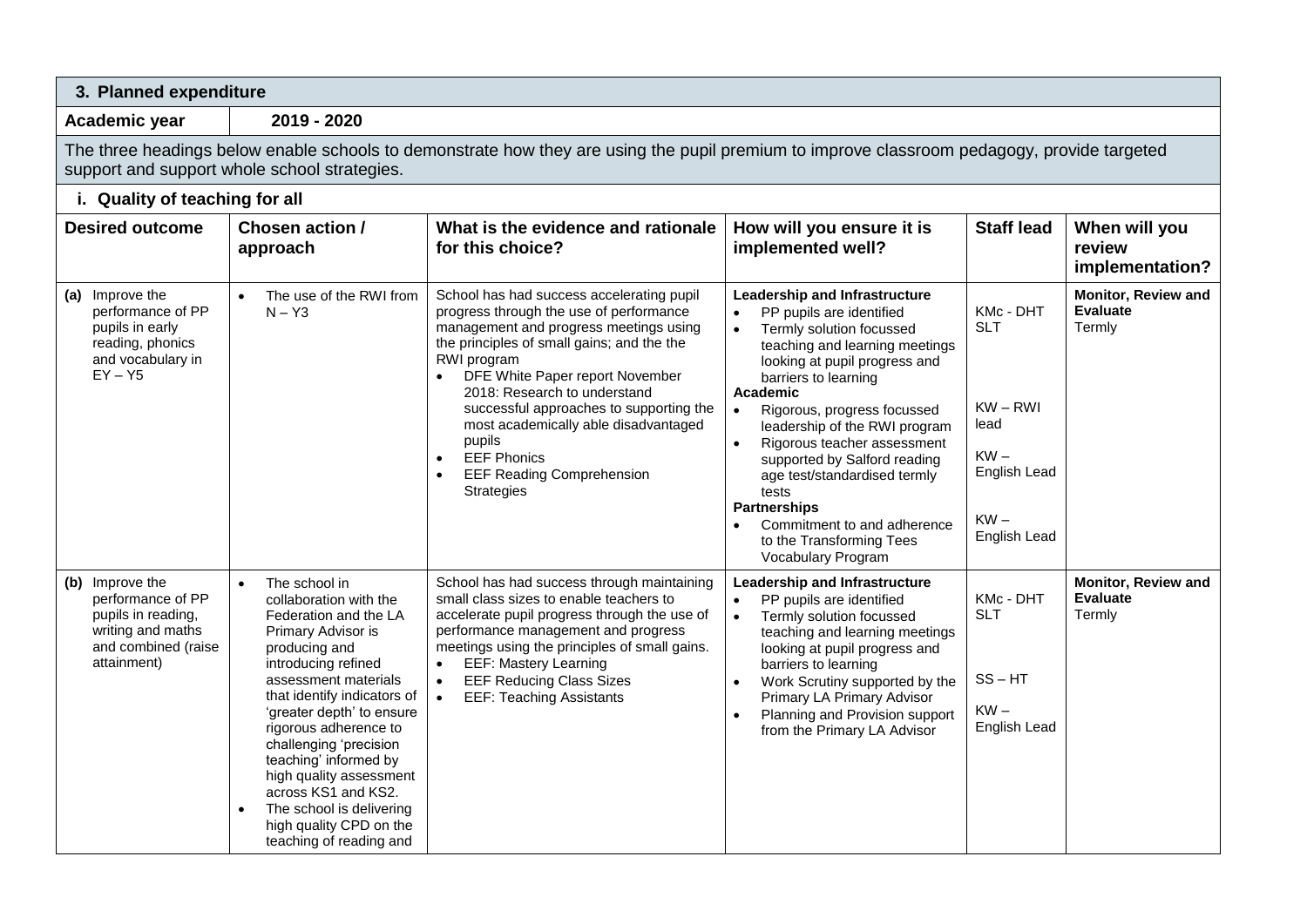## 3. Planned expenditure

**Academic year** 2019 - 2020

The three headings below enable schools to demonstrate how they are using the pupil premium to improve classroom pedagogy, provide targeted support and support whole school strategies.

### i. Quality of teaching for all

| Desired outcome | Chosen action / approach | What is the evidence and rationale for this choice? | How will you ensure it is implemented well? | Staff lead | When will you review implementation? |
|---|---|---|---|---|---|
| **(a)** Improve the performance of PP pupils in early reading, phonics and vocabulary in EY – Y5 | • The use of the RWI from N – Y3 | School has had success accelerating pupil progress through the use of performance management and progress meetings using the principles of small gains; and the the RWI program<br>• DFE White Paper report November 2018: Research to understand successful approaches to supporting the most academically able disadvantaged pupils<br>• EEF Phonics<br>• EEF Reading Comprehension Strategies | **Leadership and Infrastructure**<br>• PP pupils are identified<br>• Termly solution focussed teaching and learning meetings looking at pupil progress and barriers to learning<br>**Academic**<br>• Rigorous, progress focussed leadership of the RWI program<br>• Rigorous teacher assessment supported by Salford reading age test/standardised termly tests<br>**Partnerships**<br>• Commitment to and adherence to the Transforming Tees Vocabulary Program | KMc - DHT SLT<br><br>KW – RWI lead<br><br>KW – English Lead<br><br>KW – English Lead | **Monitor, Review and Evaluate**<br>Termly |
| **(b)** Improve the performance of PP pupils in reading, writing and maths and combined (raise attainment) | • The school in collaboration with the Federation and the LA Primary Advisor is producing and introducing refined assessment materials that identify indicators of 'greater depth' to ensure rigorous adherence to challenging 'precision teaching' informed by high quality assessment across KS1 and KS2.<br>• The school is delivering high quality CPD on the teaching of reading and | School has had success through maintaining small class sizes to enable teachers to accelerate pupil progress through the use of performance management and progress meetings using the principles of small gains.<br>• EEF: Mastery Learning<br>• EEF Reducing Class Sizes<br>• EEF: Teaching Assistants | **Leadership and Infrastructure**<br>• PP pupils are identified<br>• Termly solution focussed teaching and learning meetings looking at pupil progress and barriers to learning<br>• Work Scrutiny supported by the Primary LA Primary Advisor<br>• Planning and Provision support from the Primary LA Advisor | KMc - DHT SLT<br><br>SS – HT<br><br>KW – English Lead | **Monitor, Review and Evaluate**<br>Termly |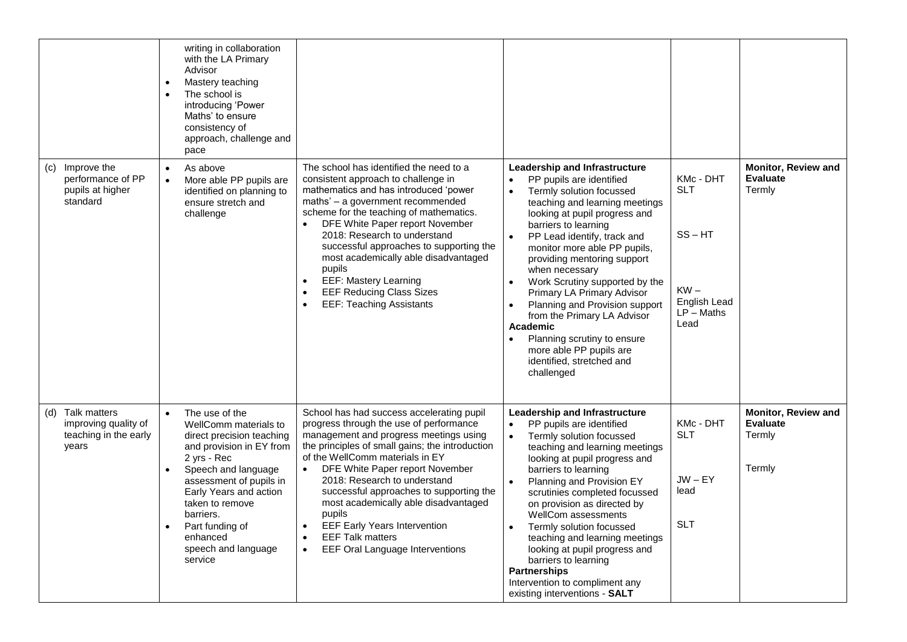| | | | | | |
|---|---|---|---|---|---|
| | writing in collaboration with the LA Primary Advisor<br>• Mastery teaching<br>• The school is introducing 'Power Maths' to ensure consistency of approach, challenge and pace | | | | |
| (c) Improve the performance of PP pupils at higher standard | • As above<br>• More able PP pupils are identified on planning to ensure stretch and challenge | The school has identified the need to a consistent approach to challenge in mathematics and has introduced 'power maths' – a government recommended scheme for the teaching of mathematics.<br>• DFE White Paper report November 2018: Research to understand successful approaches to supporting the most academically able disadvantaged pupils<br>• EEF: Mastery Learning<br>• EEF Reducing Class Sizes<br>• EEF: Teaching Assistants | **Leadership and Infrastructure**<br>• PP pupils are identified<br>• Termly solution focussed teaching and learning meetings looking at pupil progress and barriers to learning<br>• PP Lead identify, track and monitor more able PP pupils, providing mentoring support when necessary<br>• Work Scrutiny supported by the Primary LA Primary Advisor<br>• Planning and Provision support from the Primary LA Advisor<br>**Academic**<br>• Planning scrutiny to ensure more able PP pupils are identified, stretched and challenged | KMc - DHT<br>SLT<br><br>SS – HT<br><br>KW – English Lead<br>LP – Maths Lead | **Monitor, Review and Evaluate**<br>Termly |
| (d) Talk matters improving quality of teaching in the early years | • The use of the WellComm materials to direct precision teaching and provision in EY from 2 yrs - Rec<br>• Speech and language assessment of pupils in Early Years and action taken to remove barriers.<br>• Part funding of enhanced speech and language service | School has had success accelerating pupil progress through the use of performance management and progress meetings using the principles of small gains; the introduction of the WellComm materials in EY<br>• DFE White Paper report November 2018: Research to understand successful approaches to supporting the most academically able disadvantaged pupils<br>• EEF Early Years Intervention<br>• EEF Talk matters<br>• EEF Oral Language Interventions | **Leadership and Infrastructure**<br>• PP pupils are identified<br>• Termly solution focussed teaching and learning meetings looking at pupil progress and barriers to learning<br>• Planning and Provision EY scrutinies completed focussed on provision as directed by WellCom assessments<br>• Termly solution focussed teaching and learning meetings looking at pupil progress and barriers to learning<br>**Partnerships**<br>Intervention to compliment any existing interventions - **SALT** | KMc - DHT<br>SLT<br><br>JW – EY lead<br><br>SLT | **Monitor, Review and Evaluate**<br>Termly<br><br>Termly |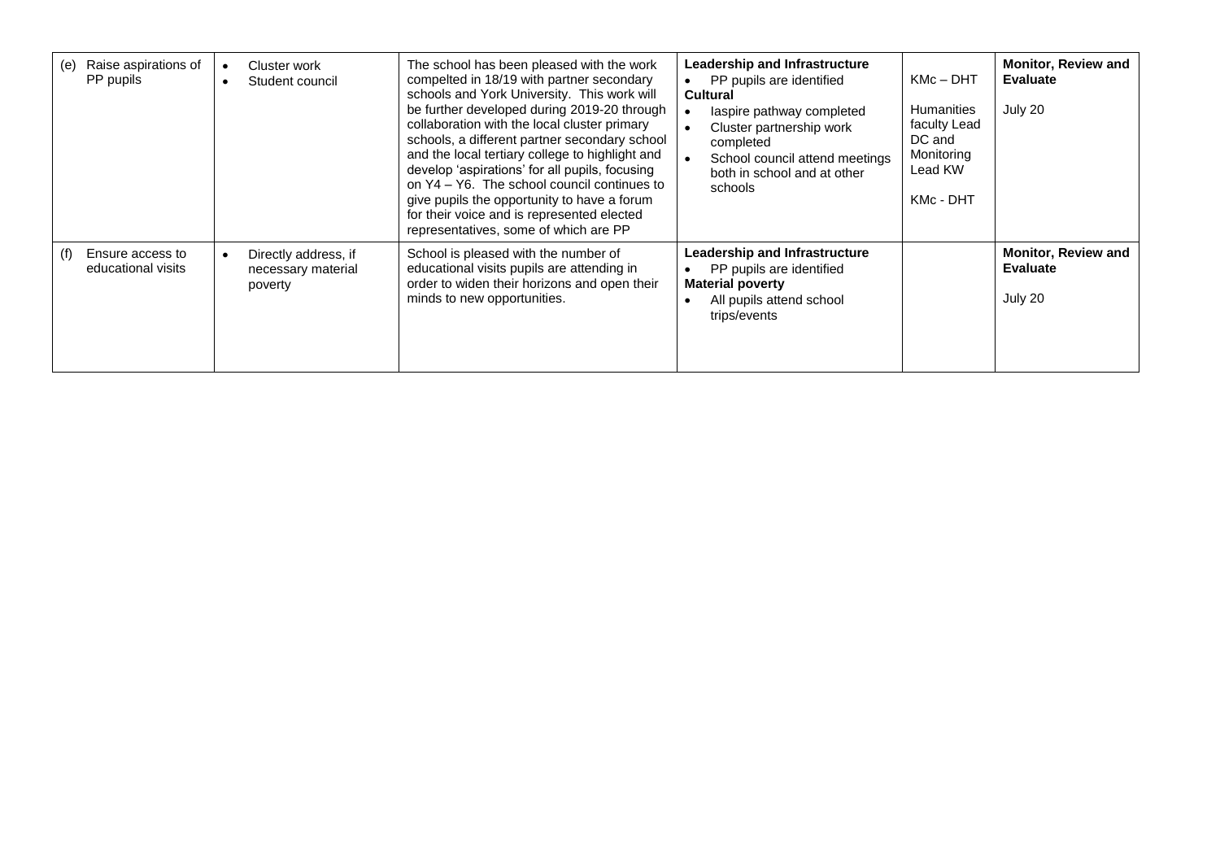| (e) Raise aspirations of PP pupils | • Cluster work<br>• Student council | The school has been pleased with the work compelted in 18/19 with partner secondary schools and York University. This work will be further developed during 2019-20 through collaboration with the local cluster primary schools, a different partner secondary school and the local tertiary college to highlight and develop 'aspirations' for all pupils, focusing on Y4 – Y6. The school council continues to give pupils the opportunity to have a forum for their voice and is represented elected representatives, some of which are PP | **Leadership and Infrastructure**<br>• PP pupils are identified<br>**Cultural**<br>• Iaspire pathway completed<br>• Cluster partnership work completed<br>• School council attend meetings both in school and at other schools | KMc – DHT<br><br>Humanities faculty Lead DC and Monitoring Lead KW<br><br>KMc - DHT | **Monitor, Review and Evaluate**<br><br>July 20 |
|---|---|---|---|---|---|
| (f) Ensure access to educational visits | • Directly address, if necessary material poverty | School is pleased with the number of educational visits pupils are attending in order to widen their horizons and open their minds to new opportunities. | **Leadership and Infrastructure**<br>• PP pupils are identified<br>**Material poverty**<br>• All pupils attend school trips/events | | **Monitor, Review and Evaluate**<br><br>July 20 |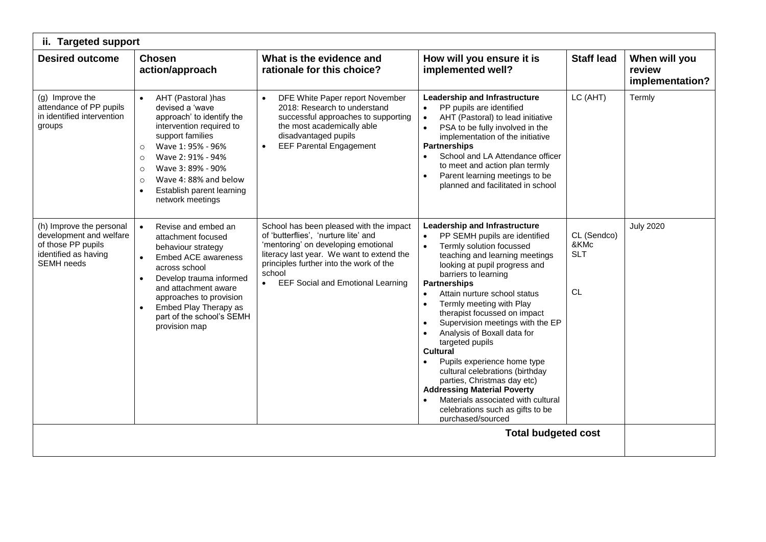| ii. Targeted support | | | | | |
|---|---|---|---|---|---|
| **Desired outcome** | **Chosen action/approach** | **What is the evidence and rationale for this choice?** | **How will you ensure it is implemented well?** | **Staff lead** | **When will you review implementation?** |
| (g) Improve the attendance of PP pupils in identified intervention groups | • AHT (Pastoral )has devised a 'wave approach' to identify the intervention required to support families<br>○ Wave 1: 95% - 96%<br>○ Wave 2: 91% - 94%<br>○ Wave 3: 89% - 90%<br>○ Wave 4: 88% and below<br>• Establish parent learning network meetings | • DFE White Paper report November 2018: Research to understand successful approaches to supporting the most academically able disadvantaged pupils<br>• EEF Parental Engagement | **Leadership and Infrastructure**<br>• PP pupils are identified<br>• AHT (Pastoral) to lead initiative<br>• PSA to be fully involved in the implementation of the initiative<br>**Partnerships**<br>• School and LA Attendance officer to meet and action plan termly<br>• Parent learning meetings to be planned and facilitated in school | LC (AHT) | Termly |
| (h) Improve the personal development and welfare of those PP pupils identified as having SEMH needs | • Revise and embed an attachment focused behaviour strategy<br>• Embed ACE awareness across school<br>• Develop trauma informed and attachment aware approaches to provision<br>• Embed Play Therapy as part of the school's SEMH provision map | School has been pleased with the impact of 'butterflies', 'nurture lite' and 'mentoring' on developing emotional literacy last year. We want to extend the principles further into the work of the school<br>• EEF Social and Emotional Learning | **Leadership and Infrastructure**<br>• PP SEMH pupils are identified<br>• Termly solution focussed teaching and learning meetings looking at pupil progress and barriers to learning<br>**Partnerships**<br>• Attain nurture school status<br>• Termly meeting with Play therapist focussed on impact<br>• Supervision meetings with the EP<br>• Analysis of Boxall data for targeted pupils<br>**Cultural**<br>• Pupils experience home type cultural celebrations (birthday parties, Christmas day etc)<br>**Addressing Material Poverty**<br>• Materials associated with cultural celebrations such as gifts to be purchased/sourced | CL (Sendco) &KMc SLT<br><br>CL | July 2020 |
| | | | **Total budgeted cost** | | |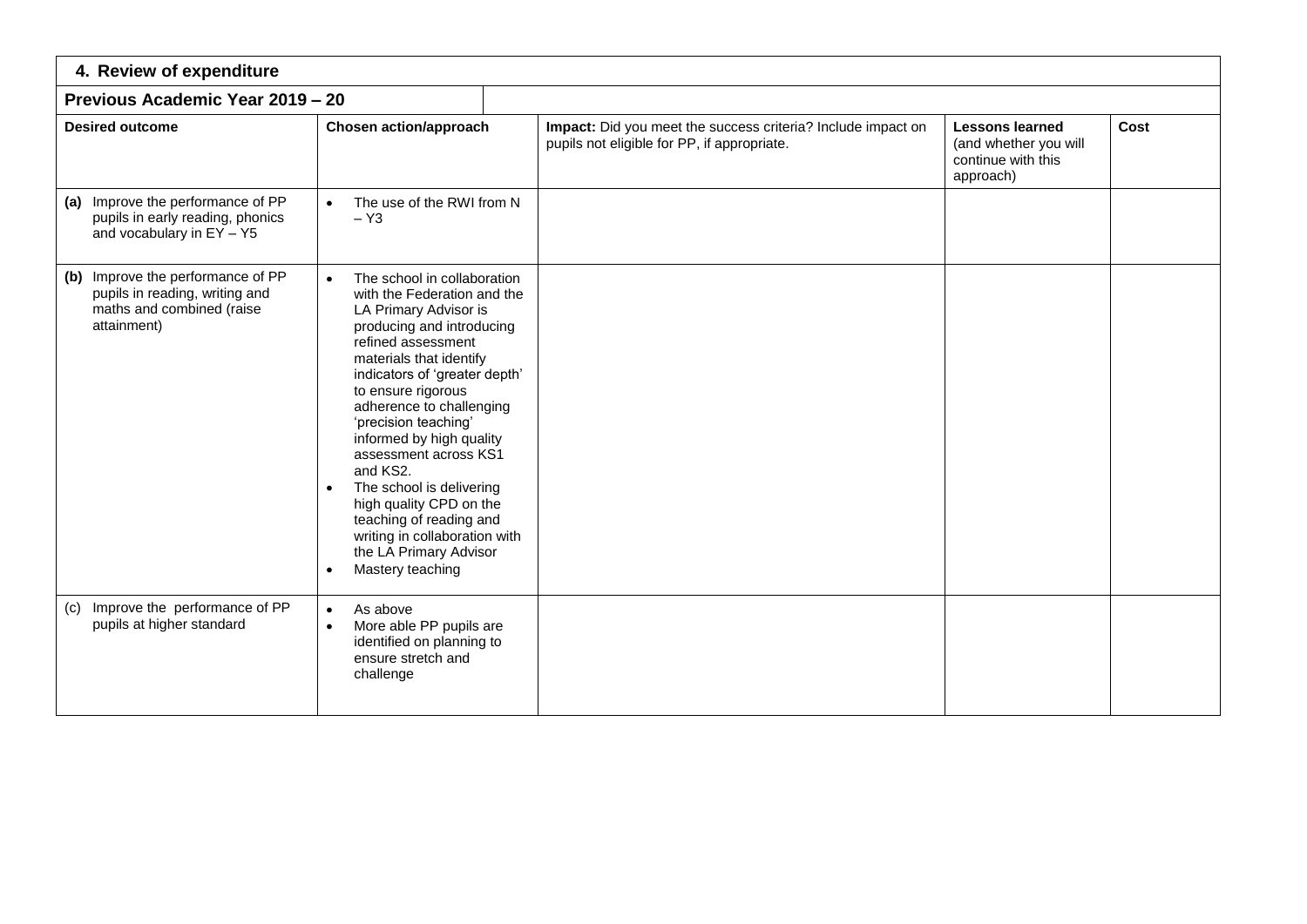## 4. Review of expenditure

**Previous Academic Year 2019 – 20**

| Desired outcome | Chosen action/approach | Impact: Did you meet the success criteria? Include impact on pupils not eligible for PP, if appropriate. | Lessons learned (and whether you will continue with this approach) | Cost |
|---|---|---|---|---|
| **(a)** Improve the performance of PP pupils in early reading, phonics and vocabulary in EY – Y5 | • The use of the RWI from N – Y3 | | | |
| **(b)** Improve the performance of PP pupils in reading, writing and maths and combined (raise attainment) | • The school in collaboration with the Federation and the LA Primary Advisor is producing and introducing refined assessment materials that identify indicators of 'greater depth' to ensure rigorous adherence to challenging 'precision teaching' informed by high quality assessment across KS1 and KS2. <br> • The school is delivering high quality CPD on the teaching of reading and writing in collaboration with the LA Primary Advisor <br> • Mastery teaching | | | |
| (c) Improve the performance of PP pupils at higher standard | • As above <br> • More able PP pupils are identified on planning to ensure stretch and challenge | | | |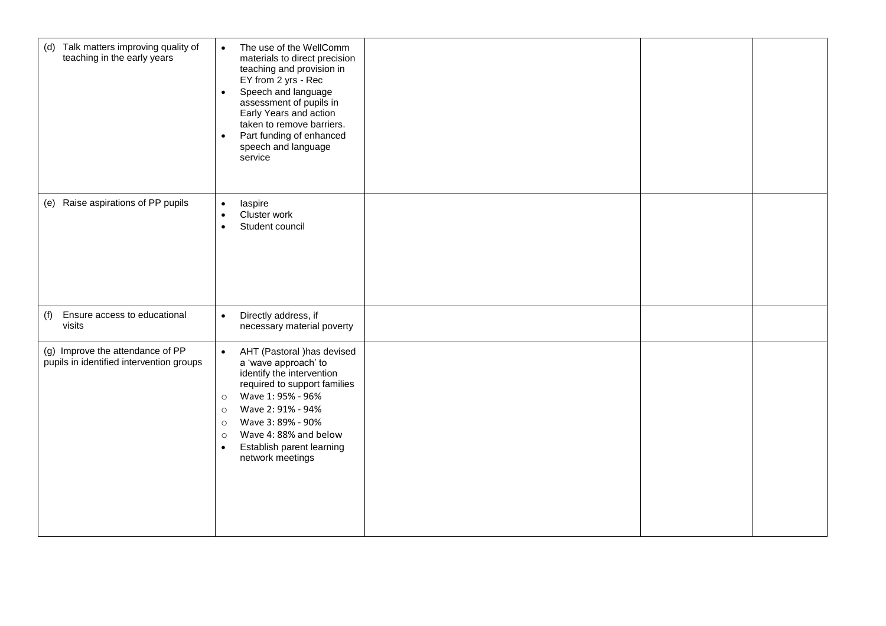| | | | | |
|---|---|---|---|---|
| (d) Talk matters improving quality of teaching in the early years | • The use of the WellComm materials to direct precision teaching and provision in EY from 2 yrs - Rec<br>• Speech and language assessment of pupils in Early Years and action taken to remove barriers.<br>• Part funding of enhanced speech and language service | | | |
| (e) Raise aspirations of PP pupils | • Iaspire<br>• Cluster work<br>• Student council | | | |
| (f) Ensure access to educational visits | • Directly address, if necessary material poverty | | | |
| (g) Improve the attendance of PP pupils in identified intervention groups | • AHT (Pastoral )has devised a 'wave approach' to identify the intervention required to support families<br>○ Wave 1: 95% - 96%<br>○ Wave 2: 91% - 94%<br>○ Wave 3: 89% - 90%<br>○ Wave 4: 88% and below<br>• Establish parent learning network meetings | | | |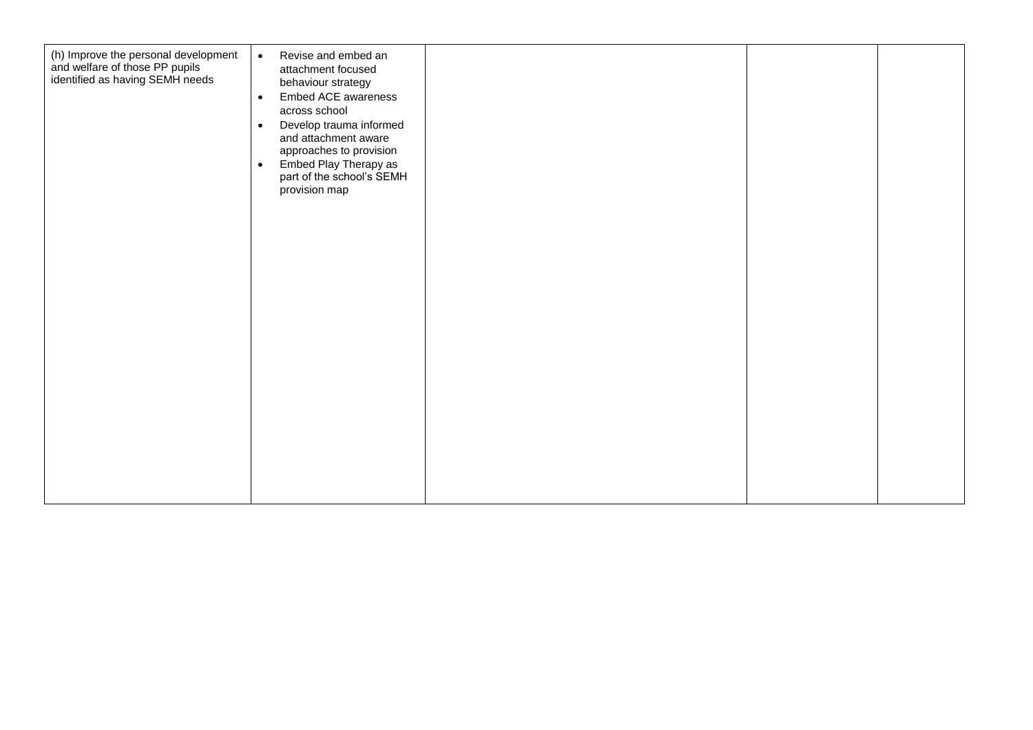| | | | | |
|---|---|---|---|---|
| (h) Improve the personal development and welfare of those PP pupils identified as having SEMH needs | <ul><li>Revise and embed an attachment focused behaviour strategy</li><li>Embed ACE awareness across school</li><li>Develop trauma informed and attachment aware approaches to provision</li><li>Embed Play Therapy as part of the school's SEMH provision map</li></ul> | | | |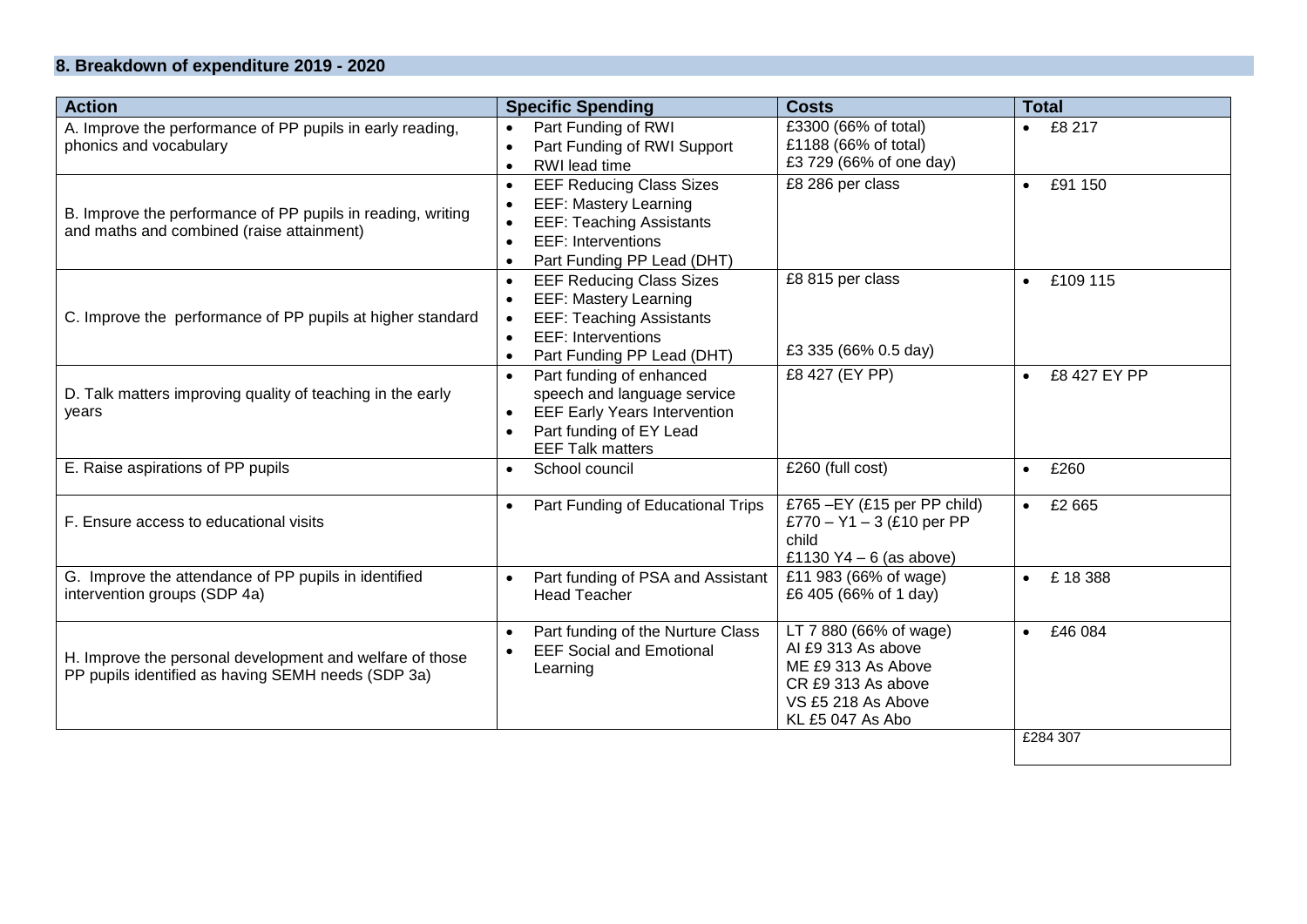## 8. Breakdown of expenditure 2019 - 2020

| Action | Specific Spending | Costs | Total |
|---|---|---|---|
| A. Improve the performance of PP pupils in early reading, phonics and vocabulary | • Part Funding of RWI<br>• Part Funding of RWI Support<br>• RWI lead time | £3300 (66% of total)<br>£1188 (66% of total)<br>£3 729 (66% of one day) | • £8 217 |
| B. Improve the performance of PP pupils in reading, writing and maths and combined (raise attainment) | • EEF Reducing Class Sizes<br>• EEF: Mastery Learning<br>• EEF: Teaching Assistants<br>• EEF: Interventions<br>• Part Funding PP Lead (DHT) | £8 286 per class | • £91 150 |
| C. Improve the performance of PP pupils at higher standard | • EEF Reducing Class Sizes<br>• EEF: Mastery Learning<br>• EEF: Teaching Assistants<br>• EEF: Interventions<br>• Part Funding PP Lead (DHT) | £8 815 per class<br><br>£3 335 (66% 0.5 day) | • £109 115 |
| D. Talk matters improving quality of teaching in the early years | • Part funding of enhanced speech and language service<br>• EEF Early Years Intervention<br>• Part funding of EY Lead EEF Talk matters | £8 427 (EY PP) | • £8 427 EY PP |
| E. Raise aspirations of PP pupils | • School council | £260 (full cost) | • £260 |
| F. Ensure access to educational visits | • Part Funding of Educational Trips | £765 –EY (£15 per PP child)<br>£770 – Y1 – 3 (£10 per PP child<br>£1130 Y4 – 6 (as above) | • £2 665 |
| G. Improve the attendance of PP pupils in identified intervention groups (SDP 4a) | • Part funding of PSA and Assistant Head Teacher | £11 983 (66% of wage)<br>£6 405 (66% of 1 day) | • £ 18 388 |
| H. Improve the personal development and welfare of those PP pupils identified as having SEMH needs (SDP 3a) | • Part funding of the Nurture Class<br>• EEF Social and Emotional Learning | LT 7 880 (66% of wage)<br>AI £9 313 As above<br>ME £9 313 As Above<br>CR £9 313 As above<br>VS £5 218 As Above<br>KL £5 047 As Abo | • £46 084 |
| | | | £284 307 |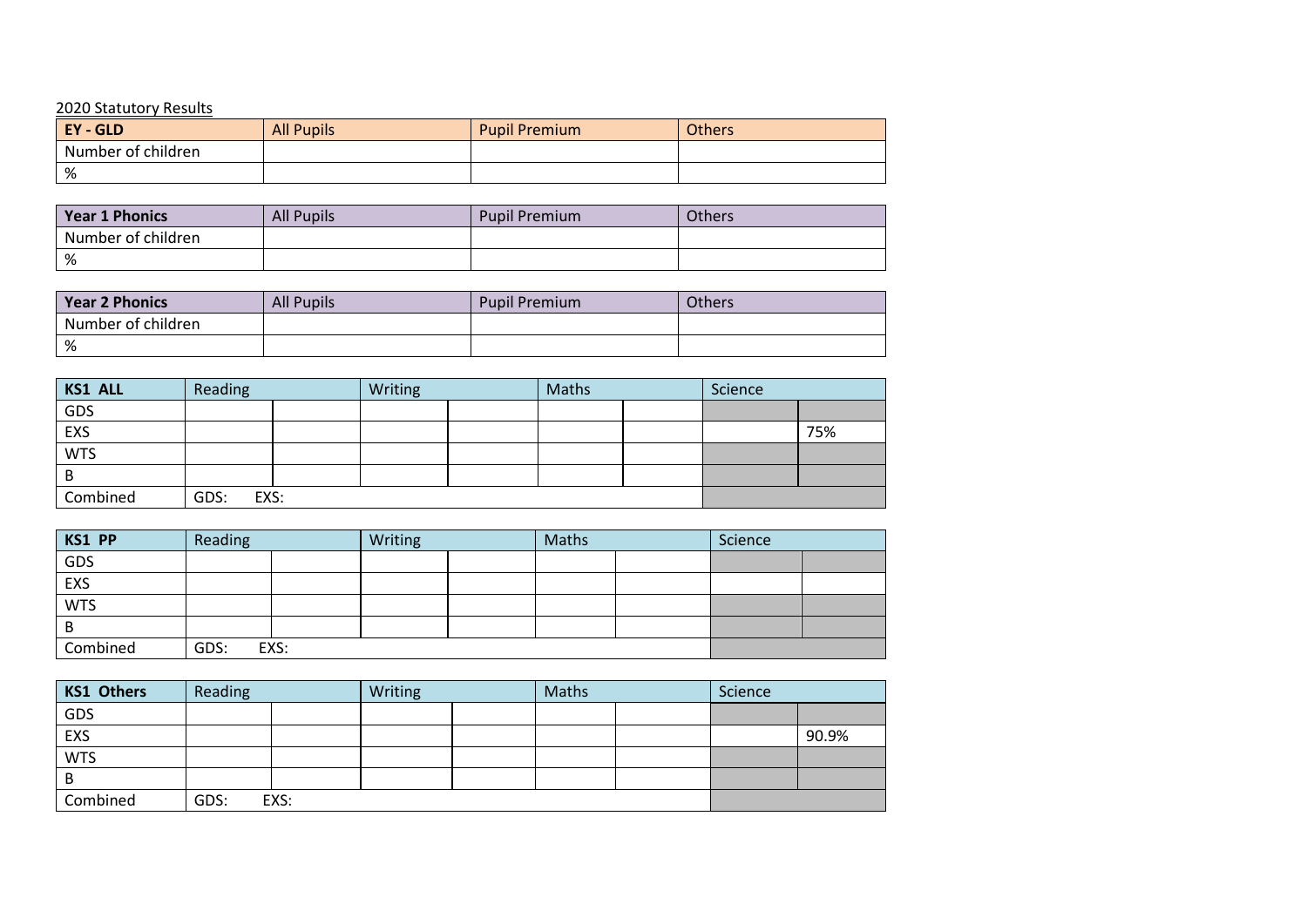2020 Statutory Results

| EY - GLD | All Pupils | Pupil Premium | Others |
| --- | --- | --- | --- |
| Number of children | | | |
| % | | | |

| Year 1 Phonics | All Pupils | Pupil Premium | Others |
| --- | --- | --- | --- |
| Number of children | | | |
| % | | | |

| Year 2 Phonics | All Pupils | Pupil Premium | Others |
| --- | --- | --- | --- |
| Number of children | | | |
| % | | | |

| KS1 ALL | Reading | | Writing | | Maths | | Science | |
| --- | --- | --- | --- | --- | --- | --- | --- | --- |
| GDS | | | | | | | | |
| EXS | | | | | | | | 75% |
| WTS | | | | | | | | |
| B | | | | | | | | |
| Combined | GDS: EXS: | | | | | | | |

| KS1 PP | Reading | | Writing | | Maths | | Science | |
| --- | --- | --- | --- | --- | --- | --- | --- | --- |
| GDS | | | | | | | | |
| EXS | | | | | | | | |
| WTS | | | | | | | | |
| B | | | | | | | | |
| Combined | GDS: EXS: | | | | | | | |

| KS1 Others | Reading | | Writing | | Maths | | Science | |
| --- | --- | --- | --- | --- | --- | --- | --- | --- |
| GDS | | | | | | | | |
| EXS | | | | | | | | 90.9% |
| WTS | | | | | | | | |
| B | | | | | | | | |
| Combined | GDS: EXS: | | | | | | | |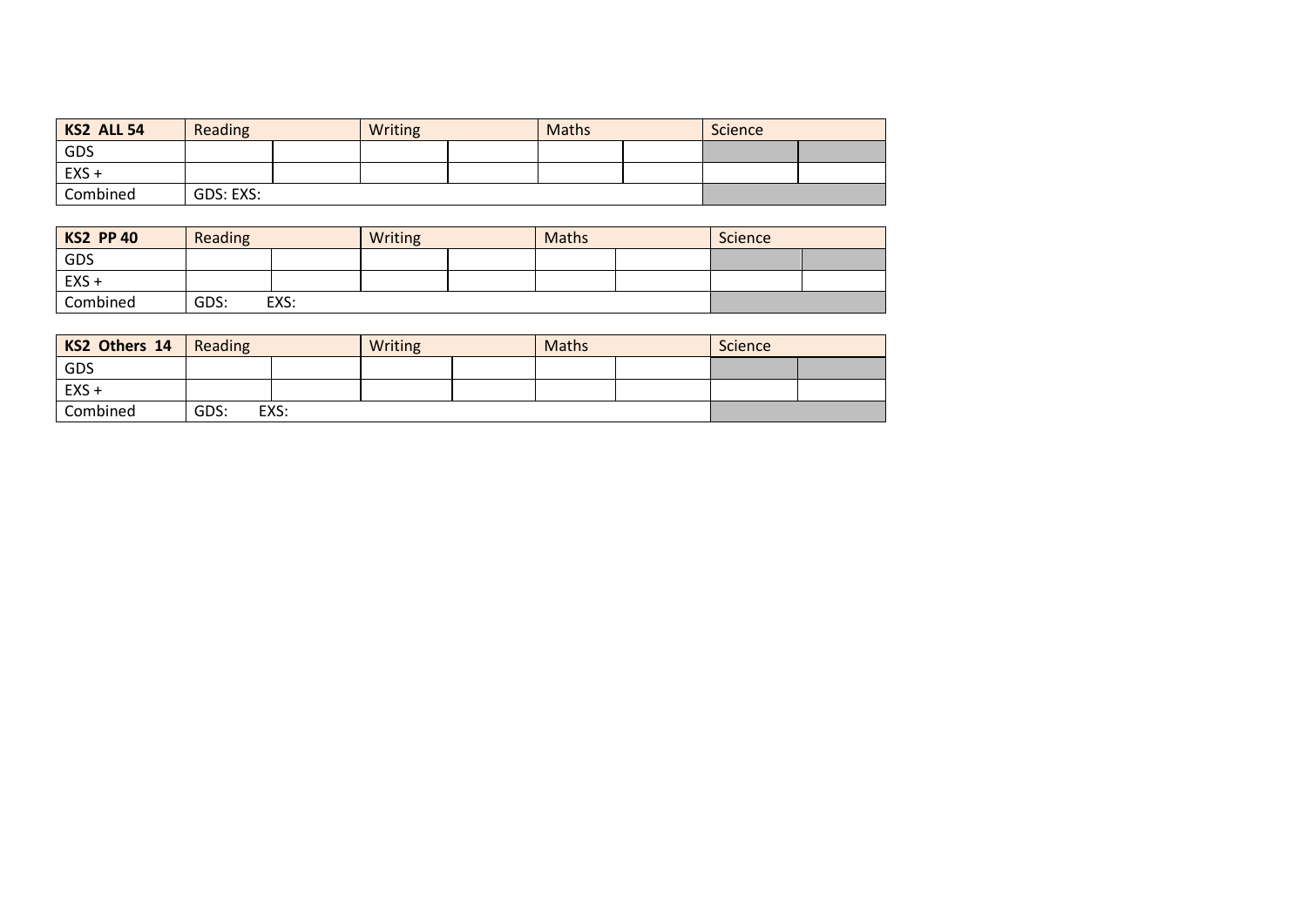| **KS2 ALL 54** | Reading | | Writing | | Maths | | Science | |
| --- | --- | --- | --- | --- | --- | --- | --- | --- |
| GDS | | | | | | | | |
| EXS + | | | | | | | | |
| Combined | GDS: EXS: | | | | | | | |

| **KS2 PP 40** | Reading | | Writing | | Maths | | Science | |
| --- | --- | --- | --- | --- | --- | --- | --- | --- |
| GDS | | | | | | | | |
| EXS + | | | | | | | | |
| Combined | GDS: EXS: | | | | | | | |

| **KS2 Others 14** | Reading | | Writing | | Maths | | Science | |
| --- | --- | --- | --- | --- | --- | --- | --- | --- |
| GDS | | | | | | | | |
| EXS + | | | | | | | | |
| Combined | GDS: EXS: | | | | | | | |